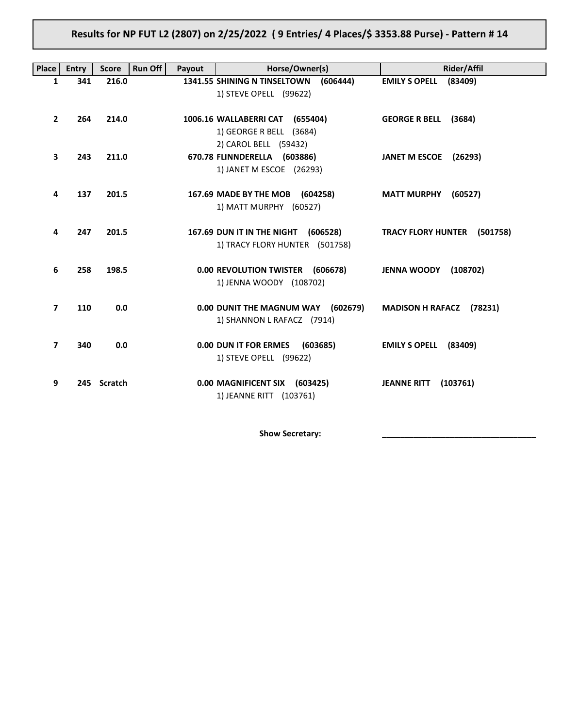# Results for NP FUT L2 (2807) on 2/25/2022 ( 9 Entries/ 4 Places/$ 3353.88 Purse) - Pattern # 14

| Place | Entry | Score | Run Off | Payout | Horse/Owner(s) | Rider/Affil |
|---|---|---|---|---|---|---|
| 1 | 341 | 216.0 | | 1341.55 | **SHINING N TINSELTOWN (606444)**<br>1) STEVE OPELL (99622) | **EMILY S OPELL (83409)** |
| 2 | 264 | 214.0 | | 1006.16 | **WALLABERRI CAT (655404)**<br>1) GEORGE R BELL (3684)<br>2) CAROL BELL (59432) | **GEORGE R BELL (3684)** |
| 3 | 243 | 211.0 | | 670.78 | **FLINNDERELLA (603886)**<br>1) JANET M ESCOE (26293) | **JANET M ESCOE (26293)** |
| 4 | 137 | 201.5 | | 167.69 | **MADE BY THE MOB (604258)**<br>1) MATT MURPHY (60527) | **MATT MURPHY (60527)** |
| 4 | 247 | 201.5 | | 167.69 | **DUN IT IN THE NIGHT (606528)**<br>1) TRACY FLORY HUNTER (501758) | **TRACY FLORY HUNTER (501758)** |
| 6 | 258 | 198.5 | | 0.00 | **REVOLUTION TWISTER (606678)**<br>1) JENNA WOODY (108702) | **JENNA WOODY (108702)** |
| 7 | 110 | 0.0 | | 0.00 | **DUNIT THE MAGNUM WAY (602679)**<br>1) SHANNON L RAFACZ (7914) | **MADISON H RAFACZ (78231)** |
| 7 | 340 | 0.0 | | 0.00 | **DUN IT FOR ERMES (603685)**<br>1) STEVE OPELL (99622) | **EMILY S OPELL (83409)** |
| 9 | 245 | Scratch | | 0.00 | **MAGNIFICENT SIX (603425)**<br>1) JEANNE RITT (103761) | **JEANNE RITT (103761)** |

**Show Secretary:** ___________________________________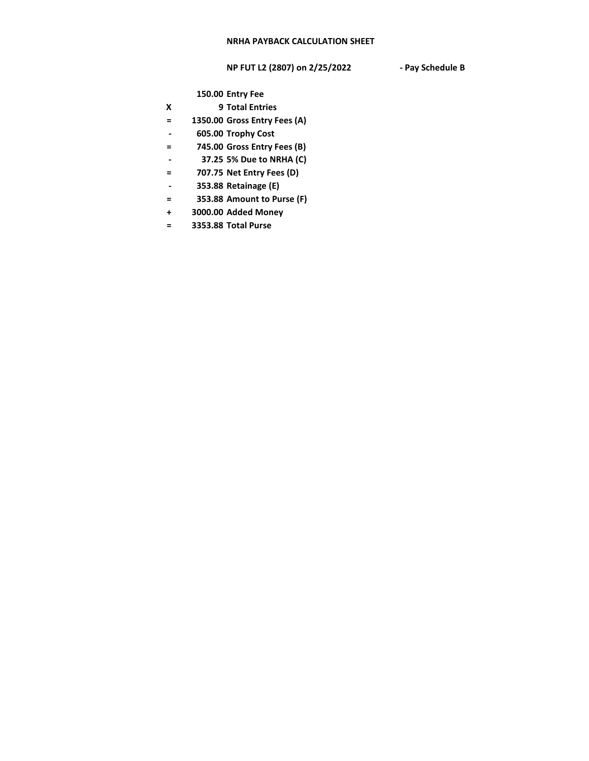**NRHA PAYBACK CALCULATION SHEET**

**NP FUT L2 (2807) on 2/25/2022 - Pay Schedule B**

| | | |
|---|---|---|
| | 150.00 | Entry Fee |
| X | 9 | Total Entries |
| = | 1350.00 | Gross Entry Fees (A) |
| - | 605.00 | Trophy Cost |
| = | 745.00 | Gross Entry Fees (B) |
| - | 37.25 | 5% Due to NRHA (C) |
| = | 707.75 | Net Entry Fees (D) |
| - | 353.88 | Retainage (E) |
| = | 353.88 | Amount to Purse (F) |
| + | 3000.00 | Added Money |
| = | 3353.88 | Total Purse |